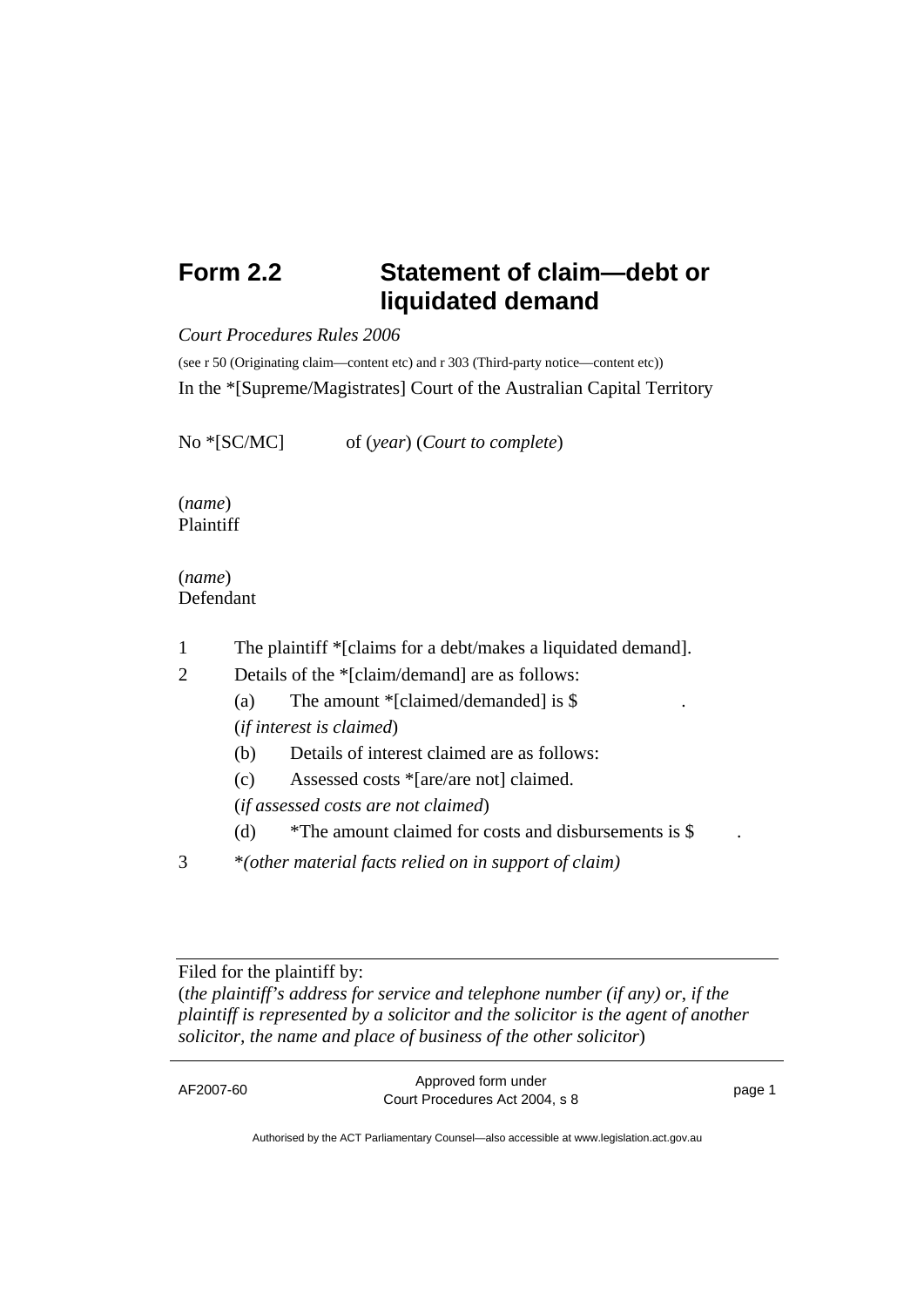# Form 2.2 Statement of claim—debt or liquidated demand

*Court Procedures Rules 2006*

(see r 50 (Originating claim—content etc) and r 303 (Third-party notice—content etc))

In the *[Supreme/Magistrates] Court of the Australian Capital Territory

No *[SC/MC] of (*year*) (*Court to complete*)

(*name*)
Plaintiff

(*name*)
Defendant

1 The plaintiff *[claims for a debt/makes a liquidated demand].

2 Details of the *[claim/demand] are as follows:

(a) The amount *[claimed/demanded] is $ .

(*if interest is claimed*)

(b) Details of interest claimed are as follows:

(c) Assessed costs *[are/are not] claimed.

(*if assessed costs are not claimed*)

(d) *The amount claimed for costs and disbursements is $ .

3 **(other material facts relied on in support of claim)*

---

Filed for the plaintiff by:
(*the plaintiff's address for service and telephone number (if any) or, if the plaintiff is represented by a solicitor and the solicitor is the agent of another solicitor, the name and place of business of the other solicitor*)

AF2007-60 Approved form under Court Procedures Act 2004, s 8

Authorised by the ACT Parliamentary Counsel—also accessible at www.legislation.act.gov.au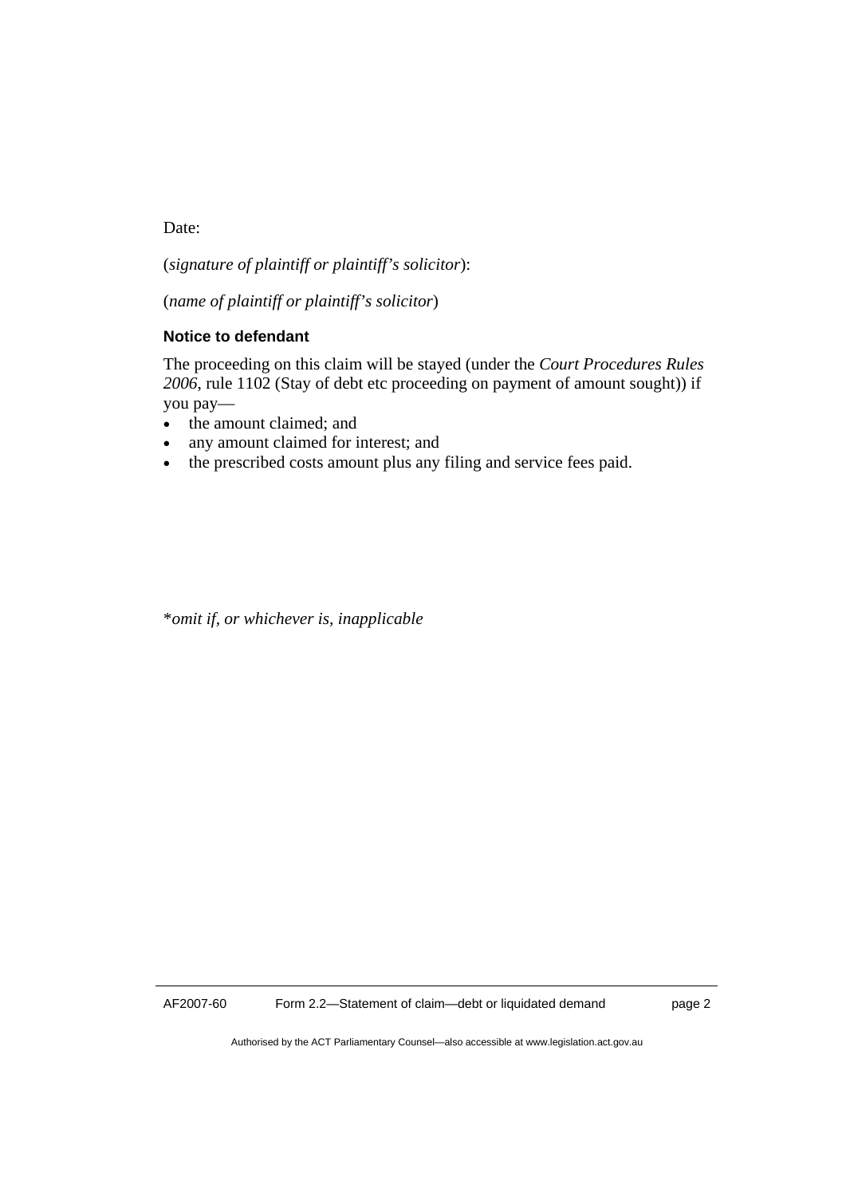Date:

(*signature of plaintiff or plaintiff's solicitor*):

(*name of plaintiff or plaintiff's solicitor*)

**Notice to defendant**

The proceeding on this claim will be stayed (under the *Court Procedures Rules 2006*, rule 1102 (Stay of debt etc proceeding on payment of amount sought)) if you pay—

- the amount claimed; and
- any amount claimed for interest; and
- the prescribed costs amount plus any filing and service fees paid.

\**omit if, or whichever is, inapplicable*